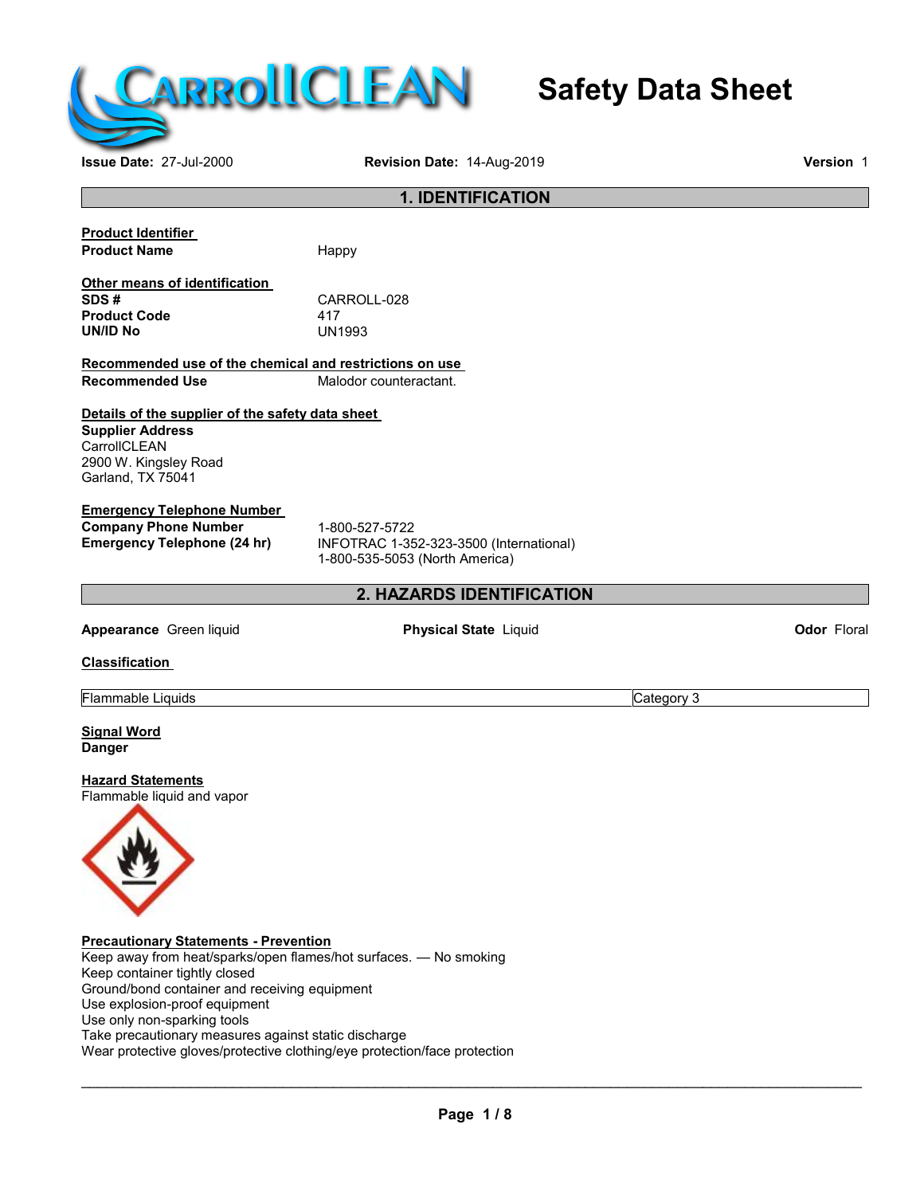# Safety Data Sheet

**Issue Date:** 27-Jul-2000 **Revision Date:** 14-Aug-2019 **Version** 1

## 1. IDENTIFICATION

**Product Identifier**

**Product Name** Happy

**Other means of identification**

**SDS #** CARROLL-028
**Product Code** 417
**UN/ID No** UN1993

**Recommended use of the chemical and restrictions on use**

**Recommended Use** Malodor counteractant.

**Details of the supplier of the safety data sheet**

**Supplier Address**
CarrollCLEAN
2900 W. Kingsley Road
Garland, TX 75041

**Emergency Telephone Number**

**Company Phone Number** 1-800-527-5722
**Emergency Telephone (24 hr)** INFOTRAC 1-352-323-3500 (International)
1-800-535-5053 (North America)

## 2. HAZARDS IDENTIFICATION

**Appearance** Green liquid **Physical State** Liquid **Odor** Floral

**Classification**

| Flammable Liquids | Category 3 |
|---|---|

**Signal Word**
Danger

**Hazard Statements**
Flammable liquid and vapor

**Precautionary Statements - Prevention**
Keep away from heat/sparks/open flames/hot surfaces. — No smoking
Keep container tightly closed
Ground/bond container and receiving equipment
Use explosion-proof equipment
Use only non-sparking tools
Take precautionary measures against static discharge
Wear protective gloves/protective clothing/eye protection/face protection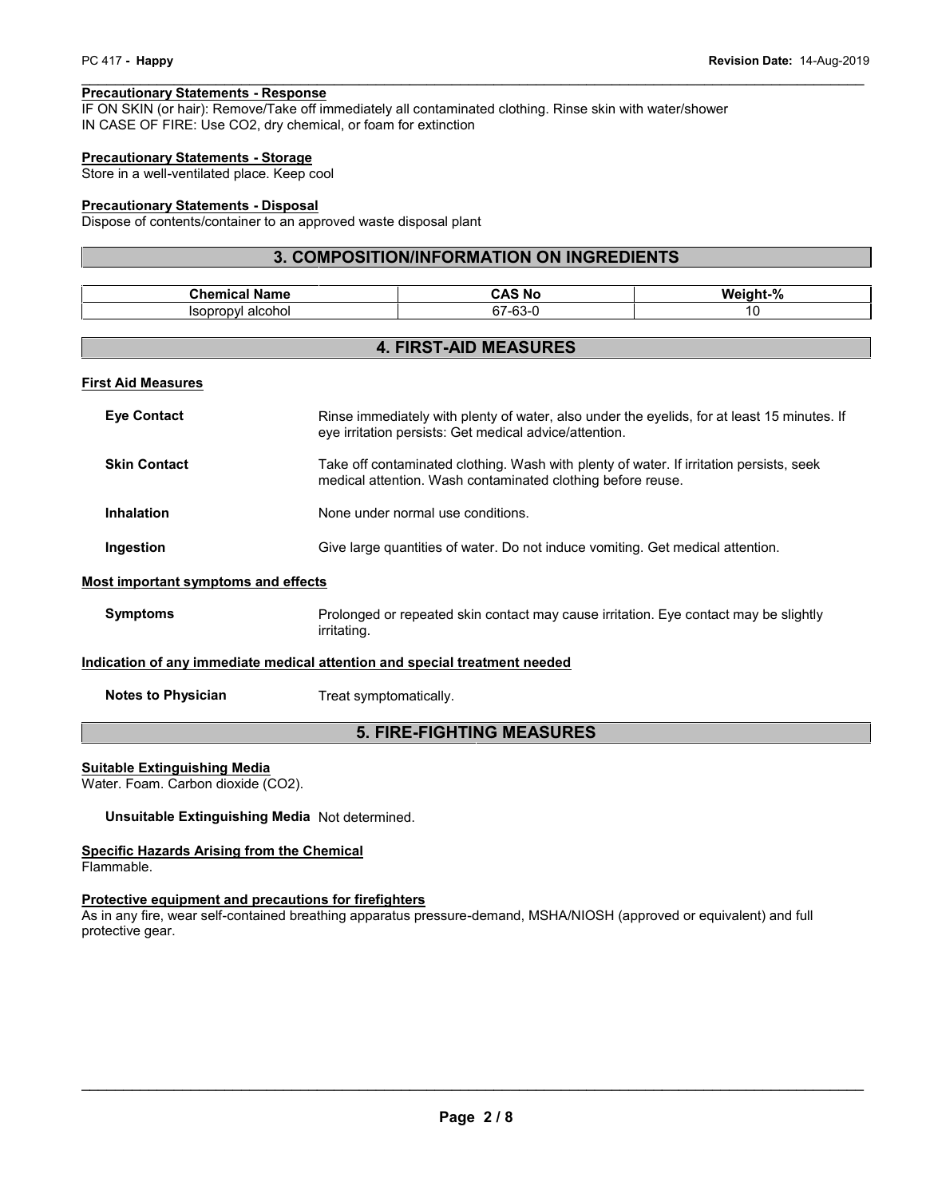#### Precautionary Statements - Response

IF ON SKIN (or hair): Remove/Take off immediately all contaminated clothing. Rinse skin with water/shower
IN CASE OF FIRE: Use CO2, dry chemical, or foam for extinction

#### Precautionary Statements - Storage

Store in a well-ventilated place. Keep cool

#### Precautionary Statements - Disposal

Dispose of contents/container to an approved waste disposal plant

## 3. COMPOSITION/INFORMATION ON INGREDIENTS

| Chemical Name | CAS No | Weight-% |
|---|---|---|
| Isopropyl alcohol | 67-63-0 | 10 |

## 4. FIRST-AID MEASURES

#### First Aid Measures

**Eye Contact** Rinse immediately with plenty of water, also under the eyelids, for at least 15 minutes. If eye irritation persists: Get medical advice/attention.

**Skin Contact** Take off contaminated clothing. Wash with plenty of water. If irritation persists, seek medical attention. Wash contaminated clothing before reuse.

**Inhalation** None under normal use conditions.

**Ingestion** Give large quantities of water. Do not induce vomiting. Get medical attention.

#### Most important symptoms and effects

**Symptoms** Prolonged or repeated skin contact may cause irritation. Eye contact may be slightly irritating.

#### Indication of any immediate medical attention and special treatment needed

**Notes to Physician** Treat symptomatically.

## 5. FIRE-FIGHTING MEASURES

#### Suitable Extinguishing Media

Water. Foam. Carbon dioxide (CO2).

**Unsuitable Extinguishing Media** Not determined.

#### Specific Hazards Arising from the Chemical

Flammable.

#### Protective equipment and precautions for firefighters

As in any fire, wear self-contained breathing apparatus pressure-demand, MSHA/NIOSH (approved or equivalent) and full protective gear.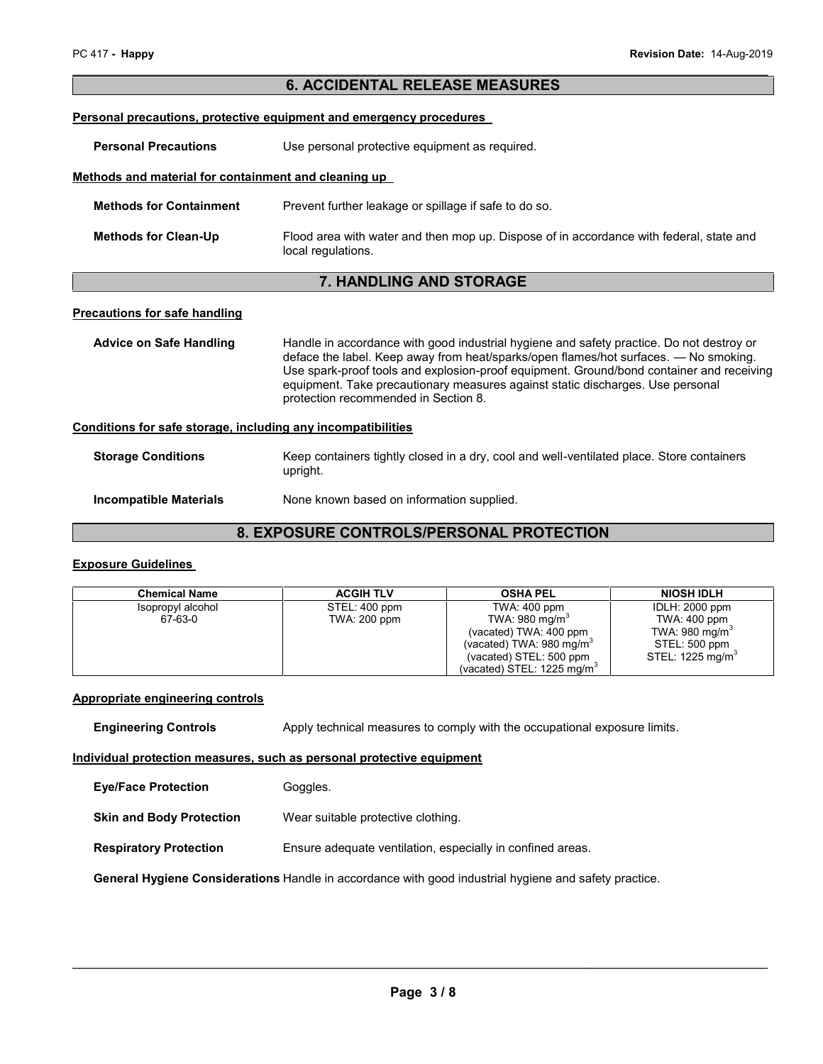## 6. ACCIDENTAL RELEASE MEASURES

**Personal precautions, protective equipment and emergency procedures**

**Personal Precautions** Use personal protective equipment as required.

**Methods and material for containment and cleaning up**

**Methods for Containment** Prevent further leakage or spillage if safe to do so.

**Methods for Clean-Up** Flood area with water and then mop up. Dispose of in accordance with federal, state and local regulations.

## 7. HANDLING AND STORAGE

**Precautions for safe handling**

**Advice on Safe Handling** Handle in accordance with good industrial hygiene and safety practice. Do not destroy or deface the label. Keep away from heat/sparks/open flames/hot surfaces. — No smoking. Use spark-proof tools and explosion-proof equipment. Ground/bond container and receiving equipment. Take precautionary measures against static discharges. Use personal protection recommended in Section 8.

**Conditions for safe storage, including any incompatibilities**

**Storage Conditions** Keep containers tightly closed in a dry, cool and well-ventilated place. Store containers upright.

**Incompatible Materials** None known based on information supplied.

## 8. EXPOSURE CONTROLS/PERSONAL PROTECTION

**Exposure Guidelines**

| Chemical Name | ACGIH TLV | OSHA PEL | NIOSH IDLH |
|---|---|---|---|
| Isopropyl alcohol<br>67-63-0 | STEL: 400 ppm<br>TWA: 200 ppm | TWA: 400 ppm<br>TWA: 980 mg/m$^3$<br>(vacated) TWA: 400 ppm<br>(vacated) TWA: 980 mg/m$^3$<br>(vacated) STEL: 500 ppm<br>(vacated) STEL: 1225 mg/m$^3$ | IDLH: 2000 ppm<br>TWA: 400 ppm<br>TWA: 980 mg/m$^3$<br>STEL: 500 ppm<br>STEL: 1225 mg/m$^3$ |

**Appropriate engineering controls**

**Engineering Controls** Apply technical measures to comply with the occupational exposure limits.

**Individual protection measures, such as personal protective equipment**

**Eye/Face Protection** Goggles.

**Skin and Body Protection** Wear suitable protective clothing.

**Respiratory Protection** Ensure adequate ventilation, especially in confined areas.

**General Hygiene Considerations** Handle in accordance with good industrial hygiene and safety practice.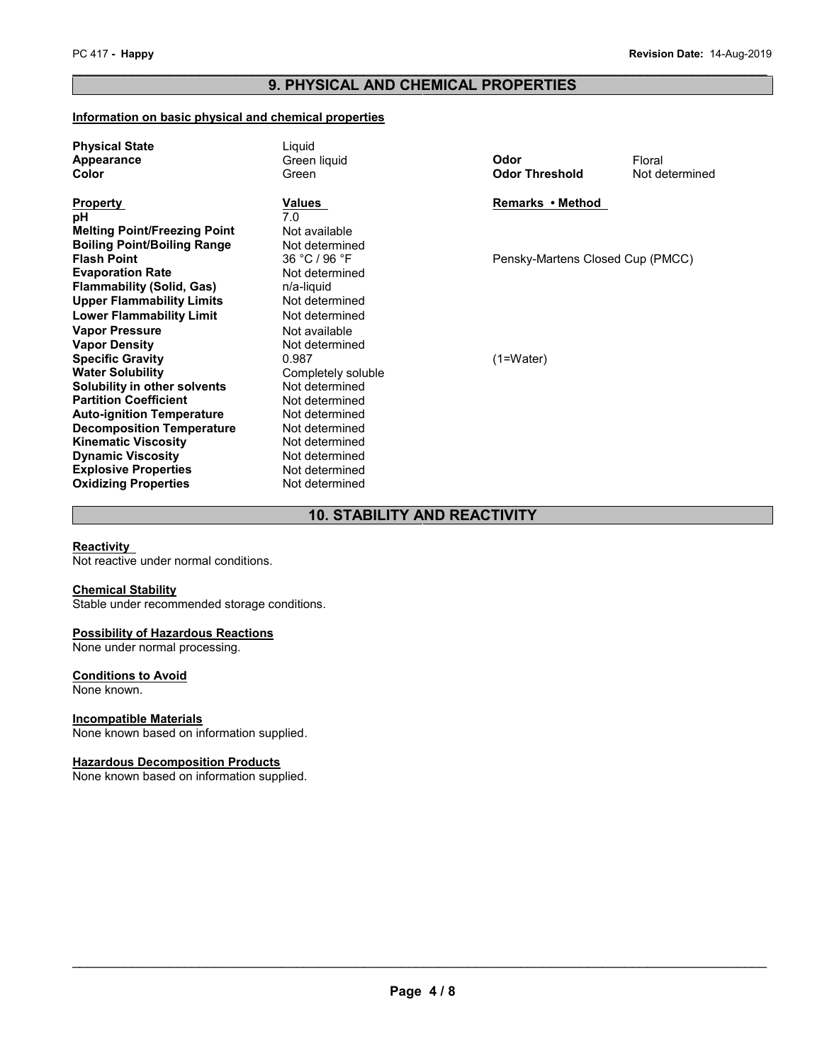## 9. PHYSICAL AND CHEMICAL PROPERTIES

**Information on basic physical and chemical properties**

| | | | |
|---|---|---|---|
| **Physical State** | Liquid | | |
| **Appearance** | Green liquid | **Odor** | Floral |
| **Color** | Green | **Odor Threshold** | Not determined |

| **Property** | **Values** | **Remarks • Method** |
|---|---|---|
| **pH** | 7.0 | |
| **Melting Point/Freezing Point** | Not available | |
| **Boiling Point/Boiling Range** | Not determined | |
| **Flash Point** | 36 °C / 96 °F | Pensky-Martens Closed Cup (PMCC) |
| **Evaporation Rate** | Not determined | |
| **Flammability (Solid, Gas)** | n/a-liquid | |
| **Upper Flammability Limits** | Not determined | |
| **Lower Flammability Limit** | Not determined | |
| **Vapor Pressure** | Not available | |
| **Vapor Density** | Not determined | |
| **Specific Gravity** | 0.987 | (1=Water) |
| **Water Solubility** | Completely soluble | |
| **Solubility in other solvents** | Not determined | |
| **Partition Coefficient** | Not determined | |
| **Auto-ignition Temperature** | Not determined | |
| **Decomposition Temperature** | Not determined | |
| **Kinematic Viscosity** | Not determined | |
| **Dynamic Viscosity** | Not determined | |
| **Explosive Properties** | Not determined | |
| **Oxidizing Properties** | Not determined | |

## 10. STABILITY AND REACTIVITY

**Reactivity**
Not reactive under normal conditions.

**Chemical Stability**
Stable under recommended storage conditions.

**Possibility of Hazardous Reactions**
None under normal processing.

**Conditions to Avoid**
None known.

**Incompatible Materials**
None known based on information supplied.

**Hazardous Decomposition Products**
None known based on information supplied.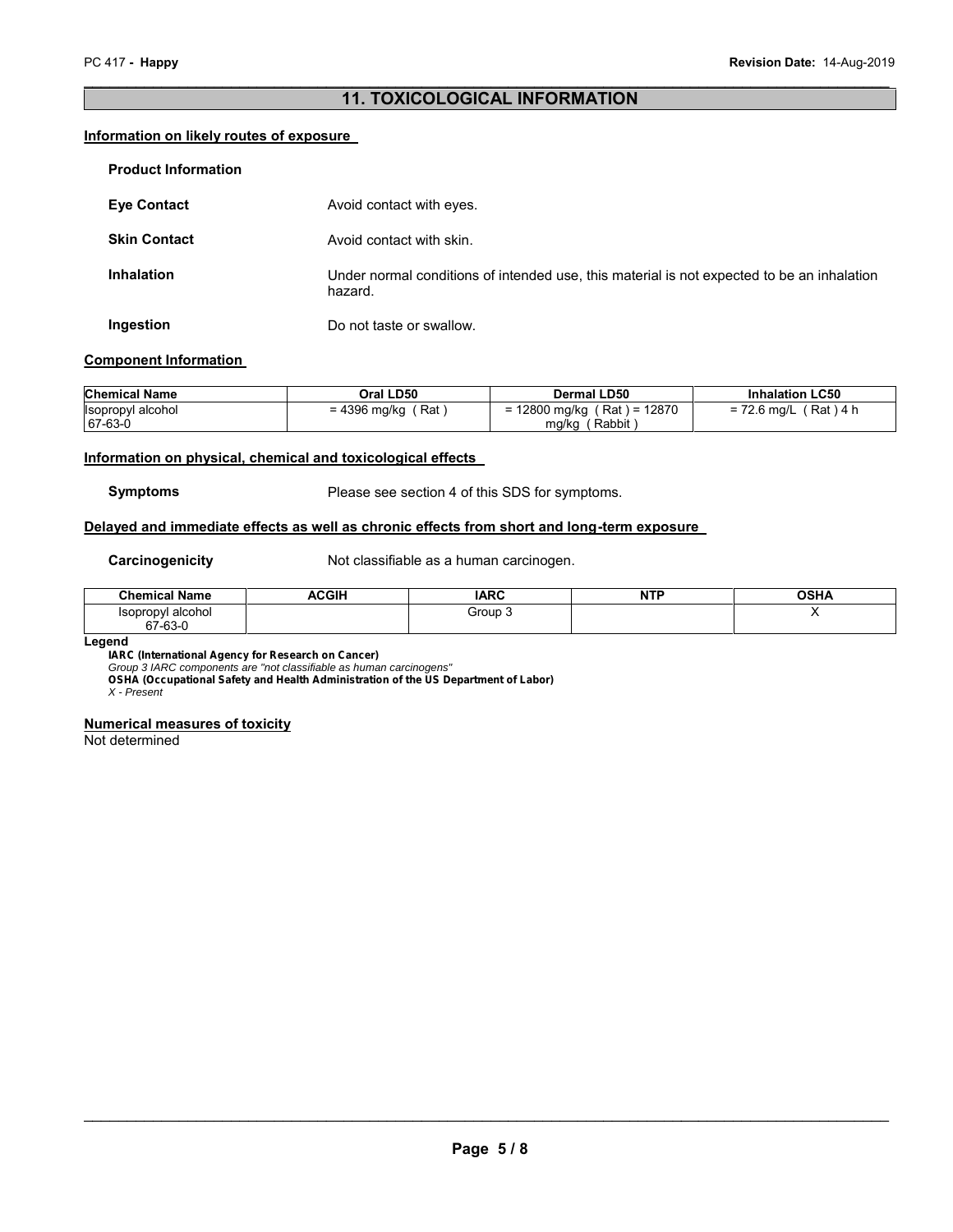## 11. TOXICOLOGICAL INFORMATION

### Information on likely routes of exposure

**Product Information**

**Eye Contact** Avoid contact with eyes.

**Skin Contact** Avoid contact with skin.

**Inhalation** Under normal conditions of intended use, this material is not expected to be an inhalation hazard.

**Ingestion** Do not taste or swallow.

### Component Information

| Chemical Name | Oral LD50 | Dermal LD50 | Inhalation LC50 |
|---|---|---|---|
| Isopropyl alcohol 67-63-0 | = 4396 mg/kg ( Rat ) | = 12800 mg/kg ( Rat ) = 12870 mg/kg ( Rabbit ) | = 72.6 mg/L ( Rat ) 4 h |

### Information on physical, chemical and toxicological effects

**Symptoms** Please see section 4 of this SDS for symptoms.

### Delayed and immediate effects as well as chronic effects from short and long-term exposure

**Carcinogenicity** Not classifiable as a human carcinogen.

| Chemical Name | ACGIH | IARC | NTP | OSHA |
|---|---|---|---|---|
| Isopropyl alcohol 67-63-0 | | Group 3 | | X |

**Legend**

**IARC (International Agency for Research on Cancer)**
*Group 3 IARC components are "not classifiable as human carcinogens"*
**OSHA (Occupational Safety and Health Administration of the US Department of Labor)**
*X - Present*

### Numerical measures of toxicity

Not determined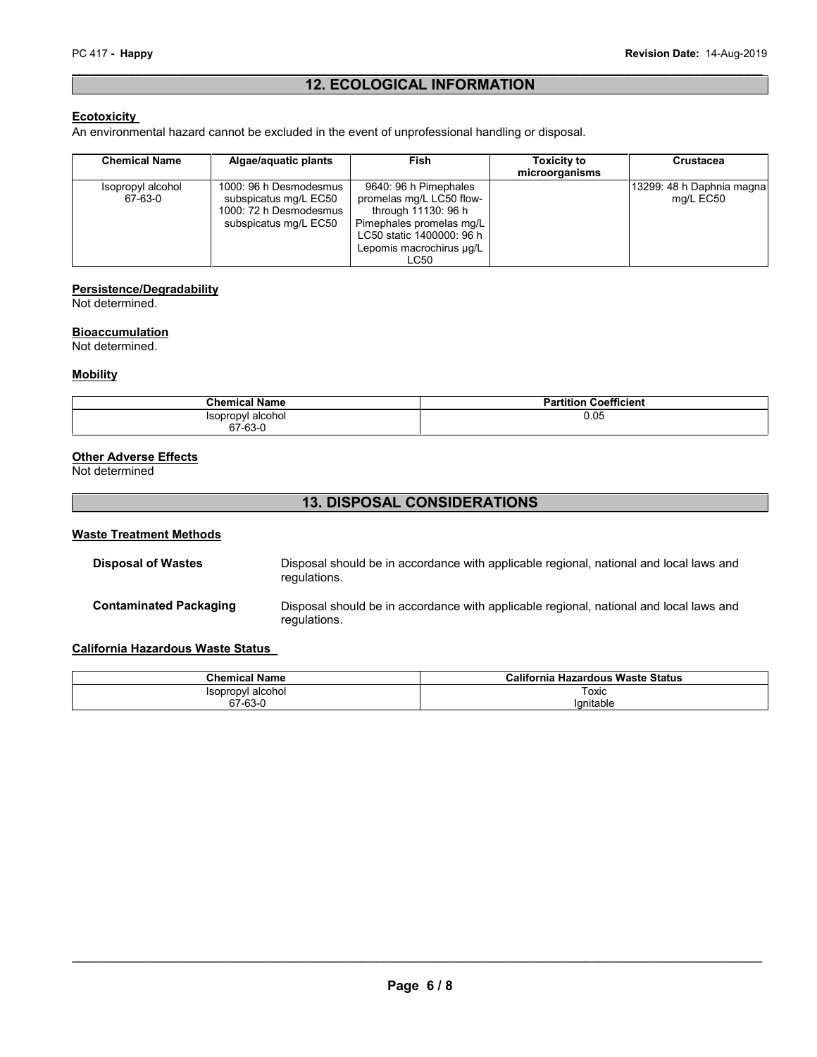## 12. ECOLOGICAL INFORMATION

### Ecotoxicity

An environmental hazard cannot be excluded in the event of unprofessional handling or disposal.

| Chemical Name | Algae/aquatic plants | Fish | Toxicity to microorganisms | Crustacea |
|---|---|---|---|---|
| Isopropyl alcohol 67-63-0 | 1000: 96 h Desmodesmus subspicatus mg/L EC50 1000: 72 h Desmodesmus subspicatus mg/L EC50 | 9640: 96 h Pimephales promelas mg/L LC50 flow-through 11130: 96 h Pimephales promelas mg/L LC50 static 1400000: 96 h Lepomis macrochirus µg/L LC50 | | 13299: 48 h Daphnia magna mg/L EC50 |

### Persistence/Degradability

Not determined.

### Bioaccumulation

Not determined.

### Mobility

| Chemical Name | Partition Coefficient |
|---|---|
| Isopropyl alcohol 67-63-0 | 0.05 |

### Other Adverse Effects

Not determined

## 13. DISPOSAL CONSIDERATIONS

### Waste Treatment Methods

**Disposal of Wastes** Disposal should be in accordance with applicable regional, national and local laws and regulations.

**Contaminated Packaging** Disposal should be in accordance with applicable regional, national and local laws and regulations.

### California Hazardous Waste Status

| Chemical Name | California Hazardous Waste Status |
|---|---|
| Isopropyl alcohol 67-63-0 | Toxic Ignitable |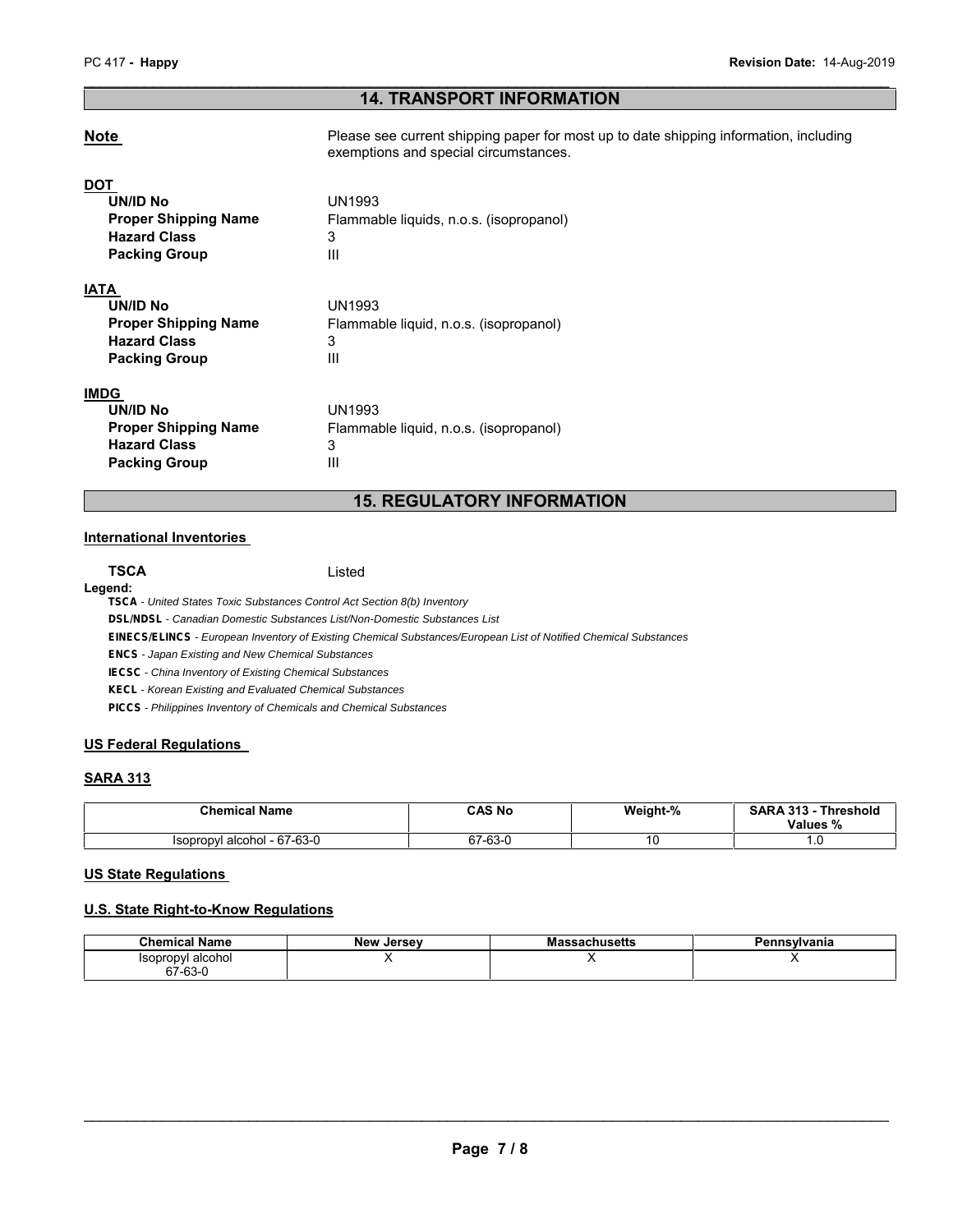## 14. TRANSPORT INFORMATION

**Note** Please see current shipping paper for most up to date shipping information, including exemptions and special circumstances.

**DOT**

| | |
|---|---|
| **UN/ID No** | UN1993 |
| **Proper Shipping Name** | Flammable liquids, n.o.s. (isopropanol) |
| **Hazard Class** | 3 |
| **Packing Group** | III |

**IATA**

| | |
|---|---|
| **UN/ID No** | UN1993 |
| **Proper Shipping Name** | Flammable liquid, n.o.s. (isopropanol) |
| **Hazard Class** | 3 |
| **Packing Group** | III |

**IMDG**

| | |
|---|---|
| **UN/ID No** | UN1993 |
| **Proper Shipping Name** | Flammable liquid, n.o.s. (isopropanol) |
| **Hazard Class** | 3 |
| **Packing Group** | III |

## 15. REGULATORY INFORMATION

### International Inventories

**TSCA** Listed

**Legend:**

**TSCA** - *United States Toxic Substances Control Act Section 8(b) Inventory*
**DSL/NDSL** - *Canadian Domestic Substances List/Non-Domestic Substances List*
**EINECS/ELINCS** - *European Inventory of Existing Chemical Substances/European List of Notified Chemical Substances*
**ENCS** - *Japan Existing and New Chemical Substances*
**IECSC** - *China Inventory of Existing Chemical Substances*
**KECL** - *Korean Existing and Evaluated Chemical Substances*
**PICCS** - *Philippines Inventory of Chemicals and Chemical Substances*

### US Federal Regulations

### SARA 313

| Chemical Name | CAS No | Weight-% | SARA 313 - Threshold Values % |
|---|---|---|---|
| Isopropyl alcohol - 67-63-0 | 67-63-0 | 10 | 1.0 |

### US State Regulations

### U.S. State Right-to-Know Regulations

| Chemical Name | New Jersey | Massachusetts | Pennsylvania |
|---|---|---|---|
| Isopropyl alcohol 67-63-0 | X | X | X |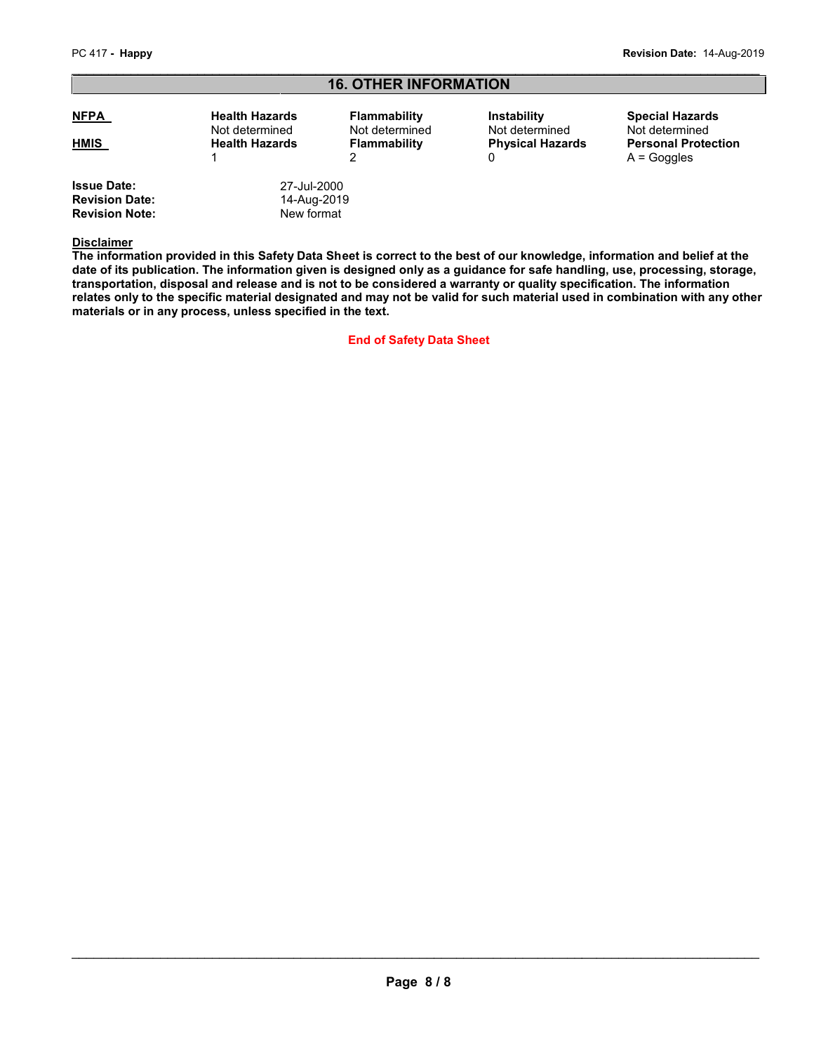## 16. OTHER INFORMATION

| | | | | |
|---|---|---|---|---|
| **NFPA** | **Health Hazards** | **Flammability** | **Instability** | **Special Hazards** |
| | Not determined | Not determined | Not determined | Not determined |
| **HMIS** | **Health Hazards** | **Flammability** | **Physical Hazards** | **Personal Protection** |
| | 1 | 2 | 0 | A = Goggles |

**Issue Date:** 27-Jul-2000
**Revision Date:** 14-Aug-2019
**Revision Note:** New format

**Disclaimer**

**The information provided in this Safety Data Sheet is correct to the best of our knowledge, information and belief at the date of its publication. The information given is designed only as a guidance for safe handling, use, processing, storage, transportation, disposal and release and is not to be considered a warranty or quality specification. The information relates only to the specific material designated and may not be valid for such material used in combination with any other materials or in any process, unless specified in the text.**

**End of Safety Data Sheet**